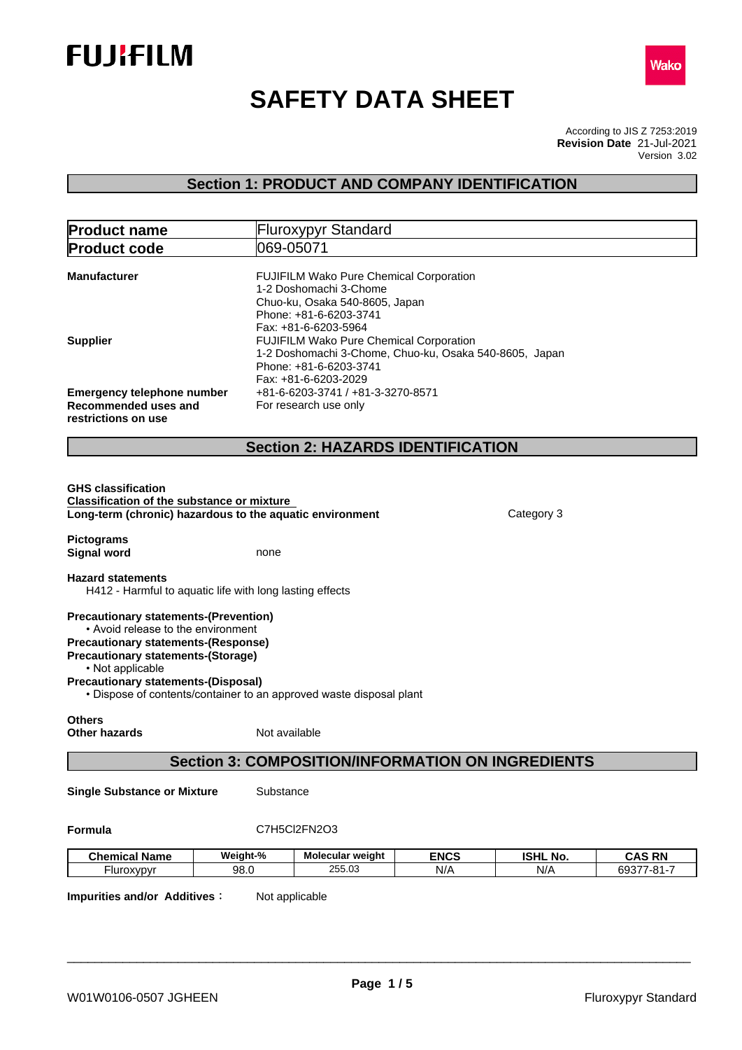FUJIFILM

Wako

# SAFETY DATA SHEET

According to JIS Z 7253:2019
**Revision Date** 21-Jul-2021
Version 3.02

## Section 1: PRODUCT AND COMPANY IDENTIFICATION

| **Product name** | Fluroxypyr Standard |
|---|---|
| **Product code** | 069-05071 |

**Manufacturer**
FUJIFILM Wako Pure Chemical Corporation
1-2 Doshomachi 3-Chome
Chuo-ku, Osaka 540-8605, Japan
Phone: +81-6-6203-3741
Fax: +81-6-6203-5964

**Supplier**
FUJIFILM Wako Pure Chemical Corporation
1-2 Doshomachi 3-Chome, Chuo-ku, Osaka 540-8605, Japan
Phone: +81-6-6203-3741
Fax: +81-6-6203-2029

**Emergency telephone number** +81-6-6203-3741 / +81-3-3270-8571

**Recommended uses and restrictions on use** For research use only

## Section 2: HAZARDS IDENTIFICATION

**GHS classification**
**Classification of the substance or mixture**
**Long-term (chronic) hazardous to the aquatic environment** Category 3

**Pictograms**
**Signal word** none

**Hazard statements**
H412 - Harmful to aquatic life with long lasting effects

**Precautionary statements-(Prevention)**
• Avoid release to the environment
**Precautionary statements-(Response)**
**Precautionary statements-(Storage)**
• Not applicable
**Precautionary statements-(Disposal)**
• Dispose of contents/container to an approved waste disposal plant

**Others**
**Other hazards** Not available

## Section 3: COMPOSITION/INFORMATION ON INGREDIENTS

**Single Substance or Mixture** Substance

**Formula** C7H5Cl2FN2O3

| Chemical Name | Weight-% | Molecular weight | ENCS | ISHL No. | CAS RN |
|---|---|---|---|---|---|
| Fluroxypyr | 98.0 | 255.03 | N/A | N/A | 69377-81-7 |

**Impurities and/or Additives**： Not applicable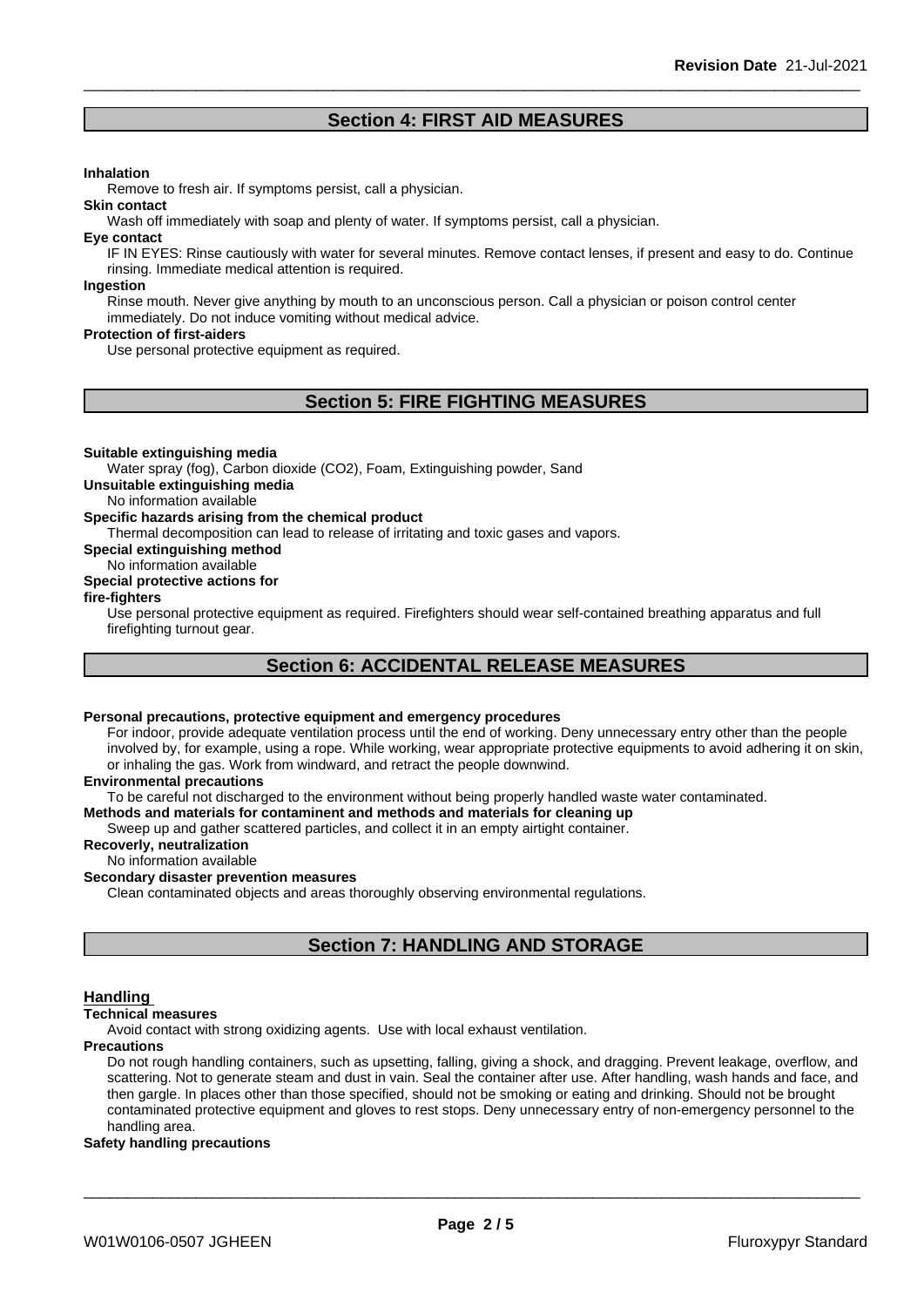## Section 4: FIRST AID MEASURES

**Inhalation**

Remove to fresh air. If symptoms persist, call a physician.

**Skin contact**

Wash off immediately with soap and plenty of water. If symptoms persist, call a physician.

**Eye contact**

IF IN EYES: Rinse cautiously with water for several minutes. Remove contact lenses, if present and easy to do. Continue rinsing. Immediate medical attention is required.

**Ingestion**

Rinse mouth. Never give anything by mouth to an unconscious person. Call a physician or poison control center immediately. Do not induce vomiting without medical advice.

**Protection of first-aiders**

Use personal protective equipment as required.

## Section 5: FIRE FIGHTING MEASURES

**Suitable extinguishing media**

Water spray (fog), Carbon dioxide ($CO_2$), Foam, Extinguishing powder, Sand

**Unsuitable extinguishing media**

No information available

**Specific hazards arising from the chemical product**

Thermal decomposition can lead to release of irritating and toxic gases and vapors.

**Special extinguishing method**

No information available

**Special protective actions for fire-fighters**

Use personal protective equipment as required. Firefighters should wear self-contained breathing apparatus and full firefighting turnout gear.

## Section 6: ACCIDENTAL RELEASE MEASURES

**Personal precautions, protective equipment and emergency procedures**

For indoor, provide adequate ventilation process until the end of working. Deny unnecessary entry other than the people involved by, for example, using a rope. While working, wear appropriate protective equipments to avoid adhering it on skin, or inhaling the gas. Work from windward, and retract the people downwind.

**Environmental precautions**

To be careful not discharged to the environment without being properly handled waste water contaminated.

**Methods and materials for contaminent and methods and materials for cleaning up**

Sweep up and gather scattered particles, and collect it in an empty airtight container.

**Recoverly, neutralization**

No information available

**Secondary disaster prevention measures**

Clean contaminated objects and areas thoroughly observing environmental regulations.

## Section 7: HANDLING AND STORAGE

### Handling

**Technical measures**

Avoid contact with strong oxidizing agents. Use with local exhaust ventilation.

**Precautions**

Do not rough handling containers, such as upsetting, falling, giving a shock, and dragging. Prevent leakage, overflow, and scattering. Not to generate steam and dust in vain. Seal the container after use. After handling, wash hands and face, and then gargle. In places other than those specified, should not be smoking or eating and drinking. Should not be brought contaminated protective equipment and gloves to rest stops. Deny unnecessary entry of non-emergency personnel to the handling area.

**Safety handling precautions**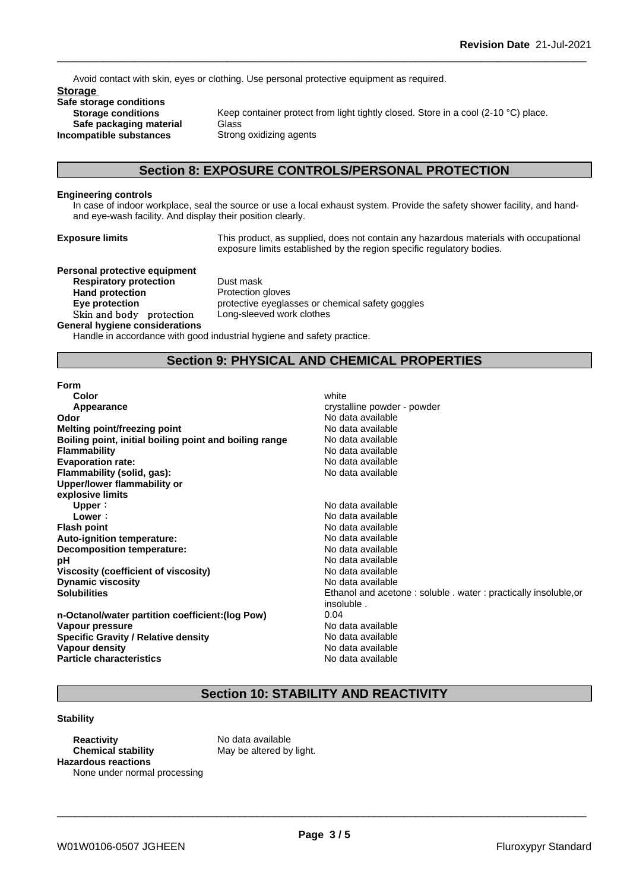Avoid contact with skin, eyes or clothing. Use personal protective equipment as required.

**Storage**

**Safe storage conditions**

| | |
|---|---|
| **Storage conditions** | Keep container protect from light tightly closed. Store in a cool (2-10 °C) place. |
| **Safe packaging material** | Glass |
| **Incompatible substances** | Strong oxidizing agents |

## Section 8: EXPOSURE CONTROLS/PERSONAL PROTECTION

**Engineering controls**

In case of indoor workplace, seal the source or use a local exhaust system. Provide the safety shower facility, and hand- and eye-wash facility. And display their position clearly.

**Exposure limits** This product, as supplied, does not contain any hazardous materials with occupational exposure limits established by the region specific regulatory bodies.

**Personal protective equipment**

| | |
|---|---|
| **Respiratory protection** | Dust mask |
| **Hand protection** | Protection gloves |
| **Eye protection** | protective eyeglasses or chemical safety goggles |
| Skin and body protection | Long-sleeved work clothes |

**General hygiene considerations**

Handle in accordance with good industrial hygiene and safety practice.

## Section 9: PHYSICAL AND CHEMICAL PROPERTIES

| | |
|---|---|
| **Form** | |
| **Color** | white |
| **Appearance** | crystalline powder - powder |
| **Odor** | No data available |
| **Melting point/freezing point** | No data available |
| **Boiling point, initial boiling point and boiling range** | No data available |
| **Flammability** | No data available |
| **Evaporation rate:** | No data available |
| **Flammability (solid, gas):** | No data available |
| **Upper/lower flammability or explosive limits** | |
| **Upper**： | No data available |
| **Lower**： | No data available |
| **Flash point** | No data available |
| **Auto-ignition temperature:** | No data available |
| **Decomposition temperature:** | No data available |
| **pH** | No data available |
| **Viscosity (coefficient of viscosity)** | No data available |
| **Dynamic viscosity** | No data available |
| **Solubilities** | Ethanol and acetone : soluble . water : practically insoluble,or insoluble . |
| **n-Octanol/water partition coefficient:(log Pow)** | 0.04 |
| **Vapour pressure** | No data available |
| **Specific Gravity / Relative density** | No data available |
| **Vapour density** | No data available |
| **Particle characteristics** | No data available |

## Section 10: STABILITY AND REACTIVITY

**Stability**

| | |
|---|---|
| **Reactivity** | No data available |
| **Chemical stability** | May be altered by light. |

**Hazardous reactions**

None under normal processing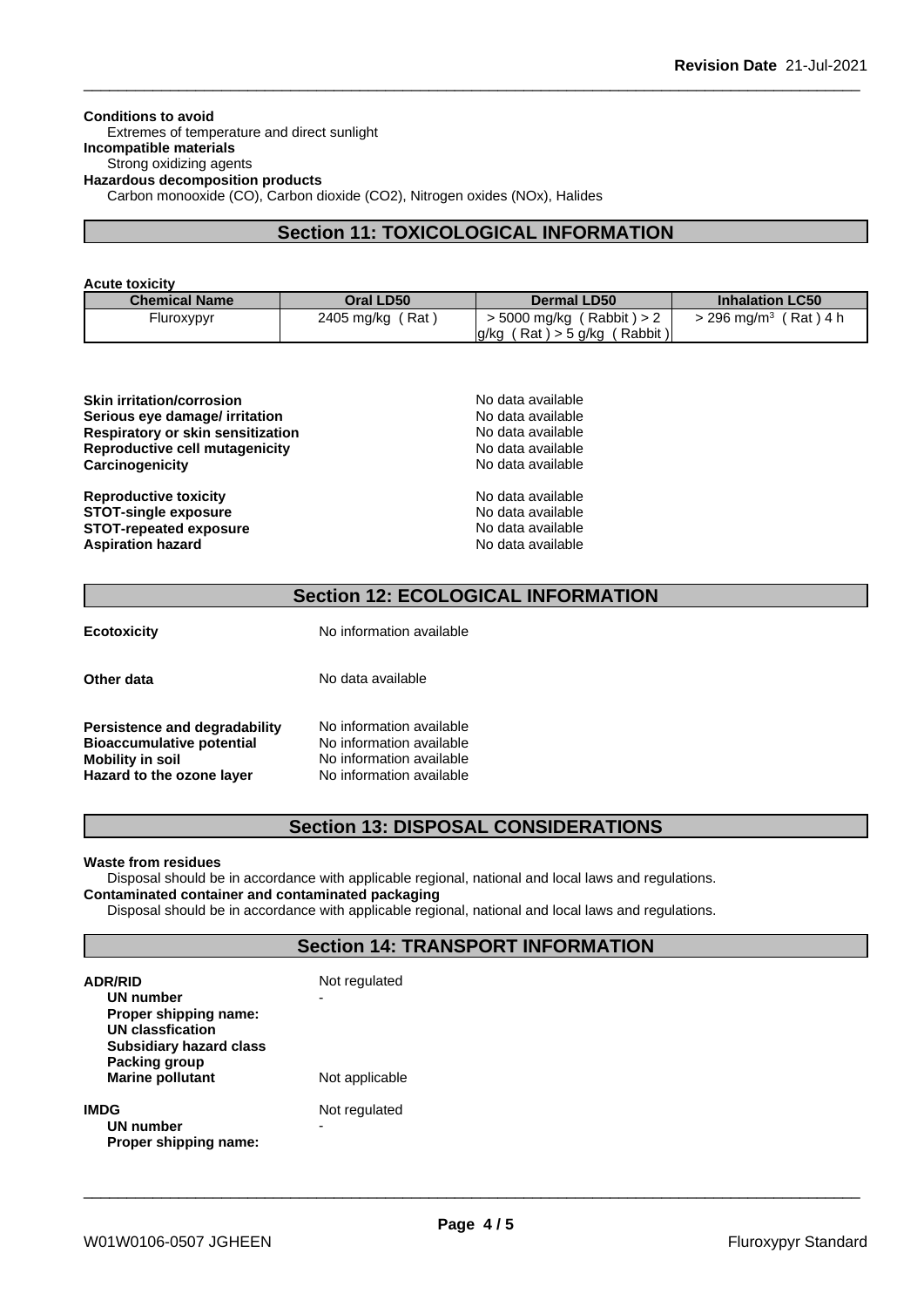**Conditions to avoid**
Extremes of temperature and direct sunlight
**Incompatible materials**
Strong oxidizing agents
**Hazardous decomposition products**
Carbon monooxide (CO), Carbon dioxide (CO2), Nitrogen oxides (NOx), Halides

## Section 11: TOXICOLOGICAL INFORMATION

**Acute toxicity**

| Chemical Name | Oral LD50 | Dermal LD50 | Inhalation LC50 |
|---|---|---|---|
| Fluroxypyr | 2405 mg/kg ( Rat ) | > 5000 mg/kg ( Rabbit ) > 2 g/kg ( Rat ) > 5 g/kg ( Rabbit ) | > 296 mg/m$^3$ ( Rat ) 4 h |

| | |
|---|---|
| **Skin irritation/corrosion** | No data available |
| **Serious eye damage/ irritation** | No data available |
| **Respiratory or skin sensitization** | No data available |
| **Reproductive cell mutagenicity** | No data available |
| **Carcinogenicity** | No data available |
| **Reproductive toxicity** | No data available |
| **STOT-single exposure** | No data available |
| **STOT-repeated exposure** | No data available |
| **Aspiration hazard** | No data available |

## Section 12: ECOLOGICAL INFORMATION

| | |
|---|---|
| **Ecotoxicity** | No information available |
| **Other data** | No data available |
| **Persistence and degradability** | No information available |
| **Bioaccumulative potential** | No information available |
| **Mobility in soil** | No information available |
| **Hazard to the ozone layer** | No information available |

## Section 13: DISPOSAL CONSIDERATIONS

**Waste from residues**
Disposal should be in accordance with applicable regional, national and local laws and regulations.
**Contaminated container and contaminated packaging**
Disposal should be in accordance with applicable regional, national and local laws and regulations.

## Section 14: TRANSPORT INFORMATION

**ADR/RID** Not regulated
- **UN number** -
- **Proper shipping name:**
- **UN classfication**
- **Subsidiary hazard class**
- **Packing group**
- **Marine pollutant** Not applicable

**IMDG** Not regulated
- **UN number** -
- **Proper shipping name:**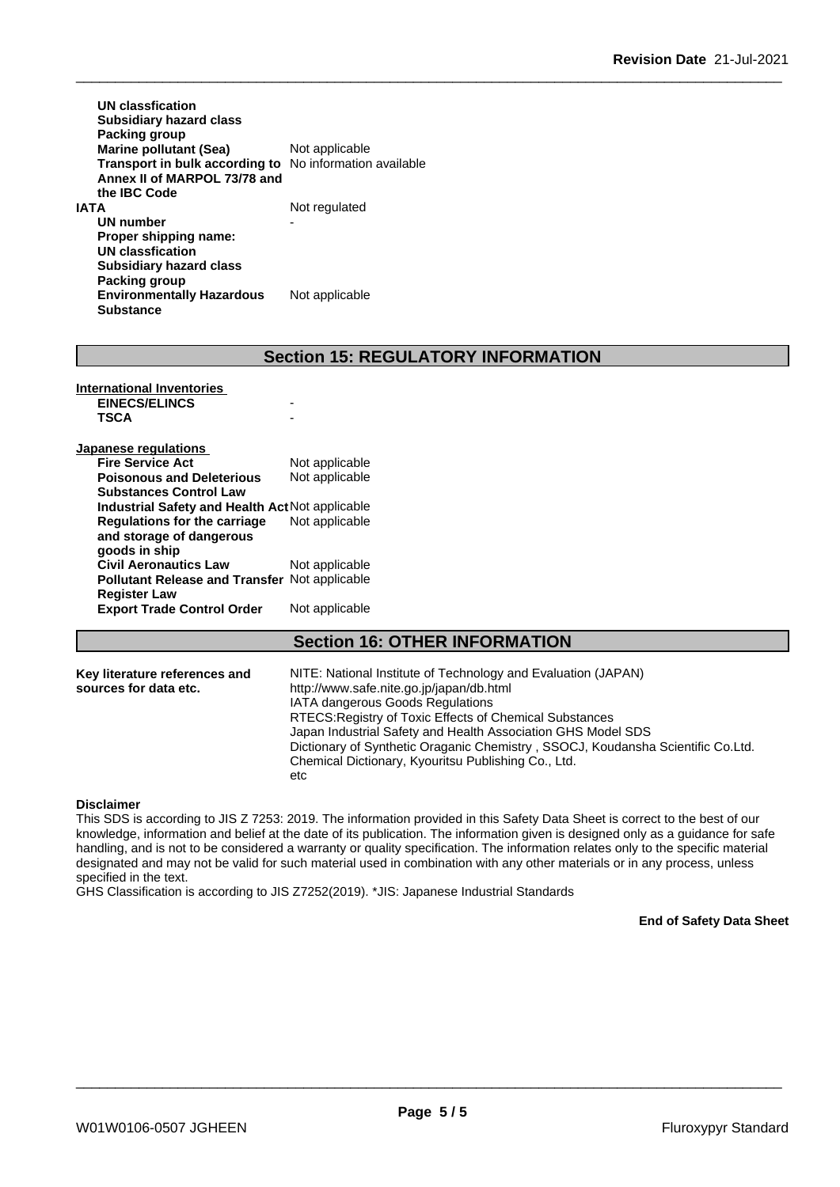| | |
|---|---|
| **UN classfication** | |
| **Subsidiary hazard class** | |
| **Packing group** | |
| **Marine pollutant (Sea)** | Not applicable |
| **Transport in bulk according to Annex II of MARPOL 73/78 and the IBC Code** | No information available |

| | |
|---|---|
| **IATA** | Not regulated |
| **UN number** | - |
| **Proper shipping name:** | |
| **UN classfication** | |
| **Subsidiary hazard class** | |
| **Packing group** | |
| **Environmentally Hazardous Substance** | Not applicable |

## Section 15: REGULATORY INFORMATION

**International Inventories**

| | |
|---|---|
| **EINECS/ELINCS** | - |
| **TSCA** | - |

**Japanese regulations**

| | |
|---|---|
| **Fire Service Act** | Not applicable |
| **Poisonous and Deleterious Substances Control Law** | Not applicable |
| **Industrial Safety and Health Act** | Not applicable |
| **Regulations for the carriage and storage of dangerous goods in ship** | Not applicable |
| **Civil Aeronautics Law** | Not applicable |
| **Pollutant Release and Transfer Register Law** | Not applicable |
| **Export Trade Control Order** | Not applicable |

## Section 16: OTHER INFORMATION

**Key literature references and sources for data etc.**

NITE: National Institute of Technology and Evaluation (JAPAN)
http://www.safe.nite.go.jp/japan/db.html
IATA dangerous Goods Regulations
RTECS:Registry of Toxic Effects of Chemical Substances
Japan Industrial Safety and Health Association GHS Model SDS
Dictionary of Synthetic Oraganic Chemistry , SSOCJ, Koudansha Scientific Co.Ltd.
Chemical Dictionary, Kyouritsu Publishing Co., Ltd.
etc

**Disclaimer**

This SDS is according to JIS Z 7253: 2019. The information provided in this Safety Data Sheet is correct to the best of our knowledge, information and belief at the date of its publication. The information given is designed only as a guidance for safe handling, and is not to be considered a warranty or quality specification. The information relates only to the specific material designated and may not be valid for such material used in combination with any other materials or in any process, unless specified in the text.

GHS Classification is according to JIS Z7252(2019). *JIS: Japanese Industrial Standards

**End of Safety Data Sheet**